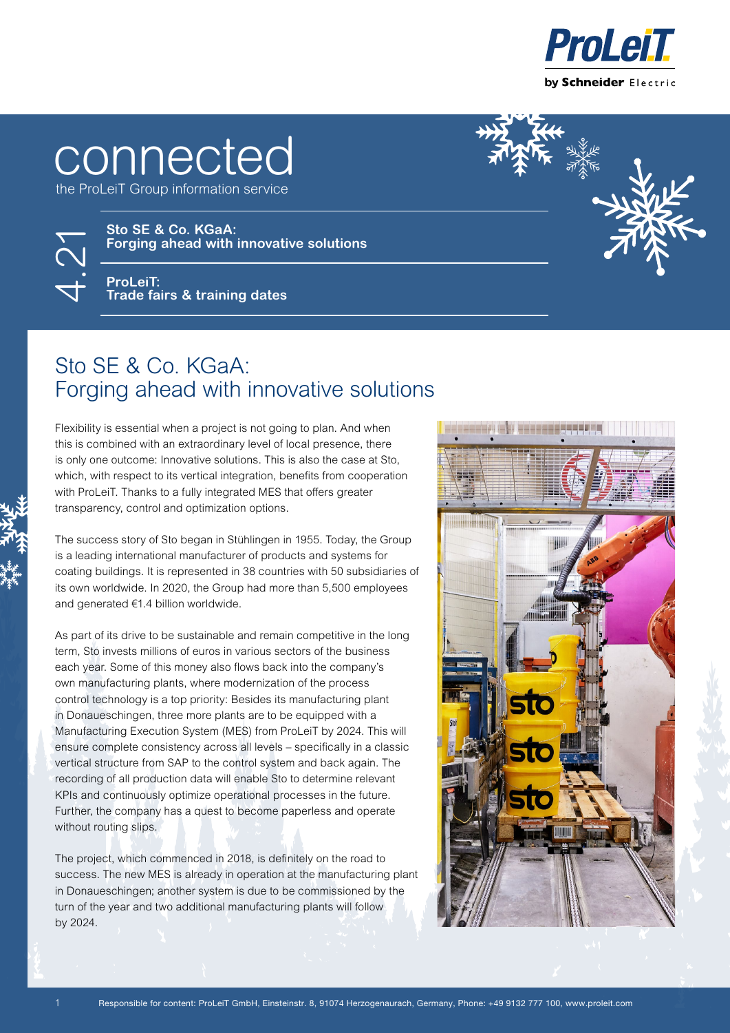# connected

the ProLeiT Group information service

4.21

**Sto SE & Co. KGaA:**
**Forging ahead with innovative solutions**

**ProLeiT:**
**Trade fairs & training dates**

## Sto SE & Co. KGaA: Forging ahead with innovative solutions

Flexibility is essential when a project is not going to plan. And when this is combined with an extraordinary level of local presence, there is only one outcome: Innovative solutions. This is also the case at Sto, which, with respect to its vertical integration, benefits from cooperation with ProLeiT. Thanks to a fully integrated MES that offers greater transparency, control and optimization options.

The success story of Sto began in Stühlingen in 1955. Today, the Group is a leading international manufacturer of products and systems for coating buildings. It is represented in 38 countries with 50 subsidiaries of its own worldwide. In 2020, the Group had more than 5,500 employees and generated €1.4 billion worldwide.

As part of its drive to be sustainable and remain competitive in the long term, Sto invests millions of euros in various sectors of the business each year. Some of this money also flows back into the company's own manufacturing plants, where modernization of the process control technology is a top priority: Besides its manufacturing plant in Donaueschingen, three more plants are to be equipped with a Manufacturing Execution System (MES) from ProLeiT by 2024. This will ensure complete consistency across all levels – specifically in a classic vertical structure from SAP to the control system and back again. The recording of all production data will enable Sto to determine relevant KPIs and continuously optimize operational processes in the future. Further, the company has a quest to become paperless and operate without routing slips.

The project, which commenced in 2018, is definitely on the road to success. The new MES is already in operation at the manufacturing plant in Donaueschingen; another system is due to be commissioned by the turn of the year and two additional manufacturing plants will follow by 2024.

Responsible for content: ProLeiT GmbH, Einsteinstr. 8, 91074 Herzogenaurach, Germany, Phone: +49 9132 777 100, www.proleit.com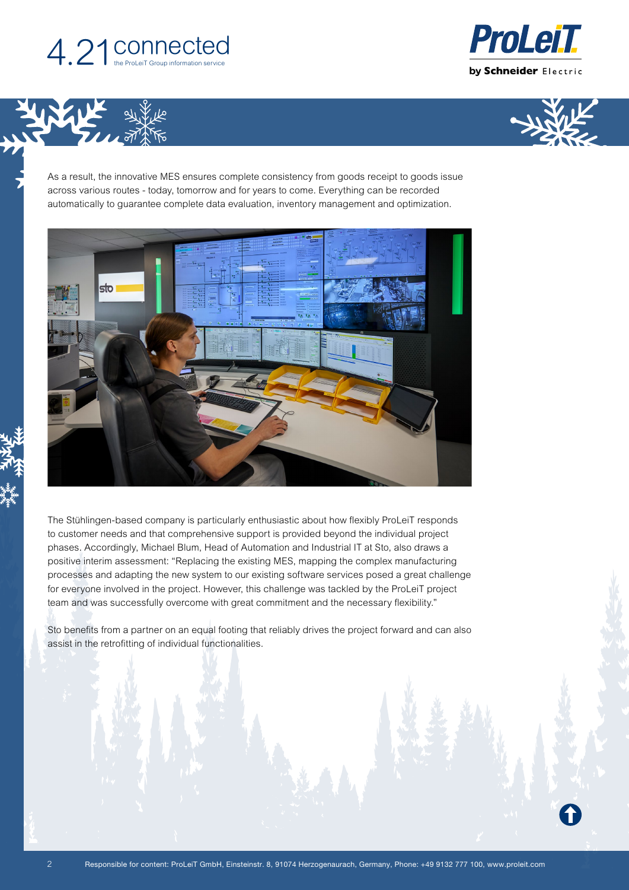As a result, the innovative MES ensures complete consistency from goods receipt to goods issue across various routes - today, tomorrow and for years to come. Everything can be recorded automatically to guarantee complete data evaluation, inventory management and optimization.

The Stühlingen-based company is particularly enthusiastic about how flexibly ProLeiT responds to customer needs and that comprehensive support is provided beyond the individual project phases. Accordingly, Michael Blum, Head of Automation and Industrial IT at Sto, also draws a positive interim assessment: "Replacing the existing MES, mapping the complex manufacturing processes and adapting the new system to our existing software services posed a great challenge for everyone involved in the project. However, this challenge was tackled by the ProLeiT project team and was successfully overcome with great commitment and the necessary flexibility."

Sto benefits from a partner on an equal footing that reliably drives the project forward and can also assist in the retrofitting of individual functionalities.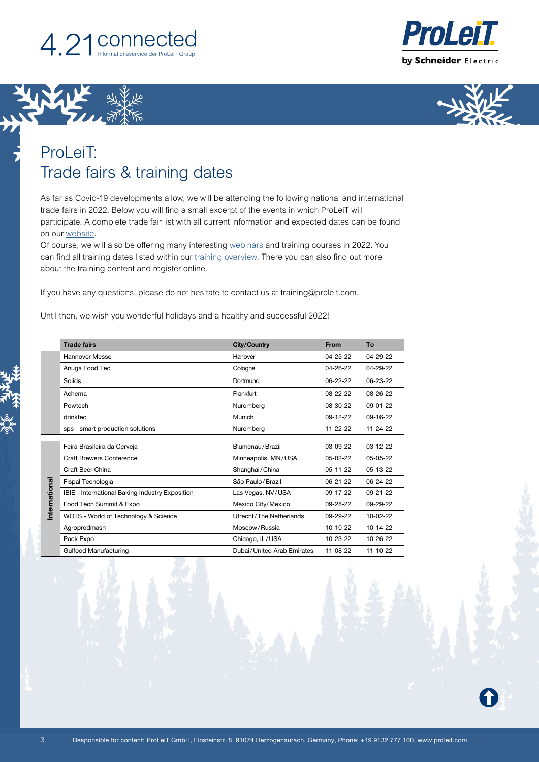# ProLeiT: Trade fairs & training dates

As far as Covid-19 developments allow, we will be attending the following national and international trade fairs in 2022. Below you will find a small excerpt of the events in which ProLeiT will participate. A complete trade fair list with all current information and expected dates can be found on our website.

Of course, we will also be offering many interesting webinars and training courses in 2022. You can find all training dates listed within our training overview. There you can also find out more about the training content and register online.

If you have any questions, please do not hesitate to contact us at training@proleit.com.

Until then, we wish you wonderful holidays and a healthy and successful 2022!

| | Trade fairs | City/Country | From | To |
|---|---|---|---|---|
| | Hannover Messe | Hanover | 04-25-22 | 04-29-22 |
| | Anuga Food Tec | Cologne | 04-26-22 | 04-29-22 |
| | Solids | Dortmund | 06-22-22 | 06-23-22 |
| | Achema | Frankfurt | 08-22-22 | 08-26-22 |
| | Powtech | Nuremberg | 08-30-22 | 09-01-22 |
| | drinktec | Munich | 09-12-22 | 09-16-22 |
| | sps - smart production solutions | Nuremberg | 11-22-22 | 11-24-22 |
| International | Feira Brasileira da Cerveja | Blumenau/Brazil | 03-09-22 | 03-12-22 |
| International | Craft Brewers Conference | Minneapolis, MN/USA | 05-02-22 | 05-05-22 |
| International | Craft Beer China | Shanghai/China | 05-11-22 | 05-13-22 |
| International | Fispal Tecnologia | São Paulo/Brazil | 06-21-22 | 06-24-22 |
| International | IBIE - International Baking Industry Exposition | Las Vegas, NV/USA | 09-17-22 | 09-21-22 |
| International | Food Tech Summit & Expo | Mexico City/Mexico | 09-28-22 | 09-29-22 |
| International | WOTS - World of Technology & Science | Utrecht/The Netherlands | 09-29-22 | 10-02-22 |
| International | Agroprodmash | Moscow/Russia | 10-10-22 | 10-14-22 |
| International | Pack Expo | Chicago, IL/USA | 10-23-22 | 10-26-22 |
| International | Gulfood Manufacturing | Dubai/United Arab Emirates | 11-08-22 | 11-10-22 |

Responsible for content: ProLeiT GmbH, Einsteinstr. 8, 91074 Herzogenaurach, Germany, Phone: +49 9132 777 100, www.proleit.com